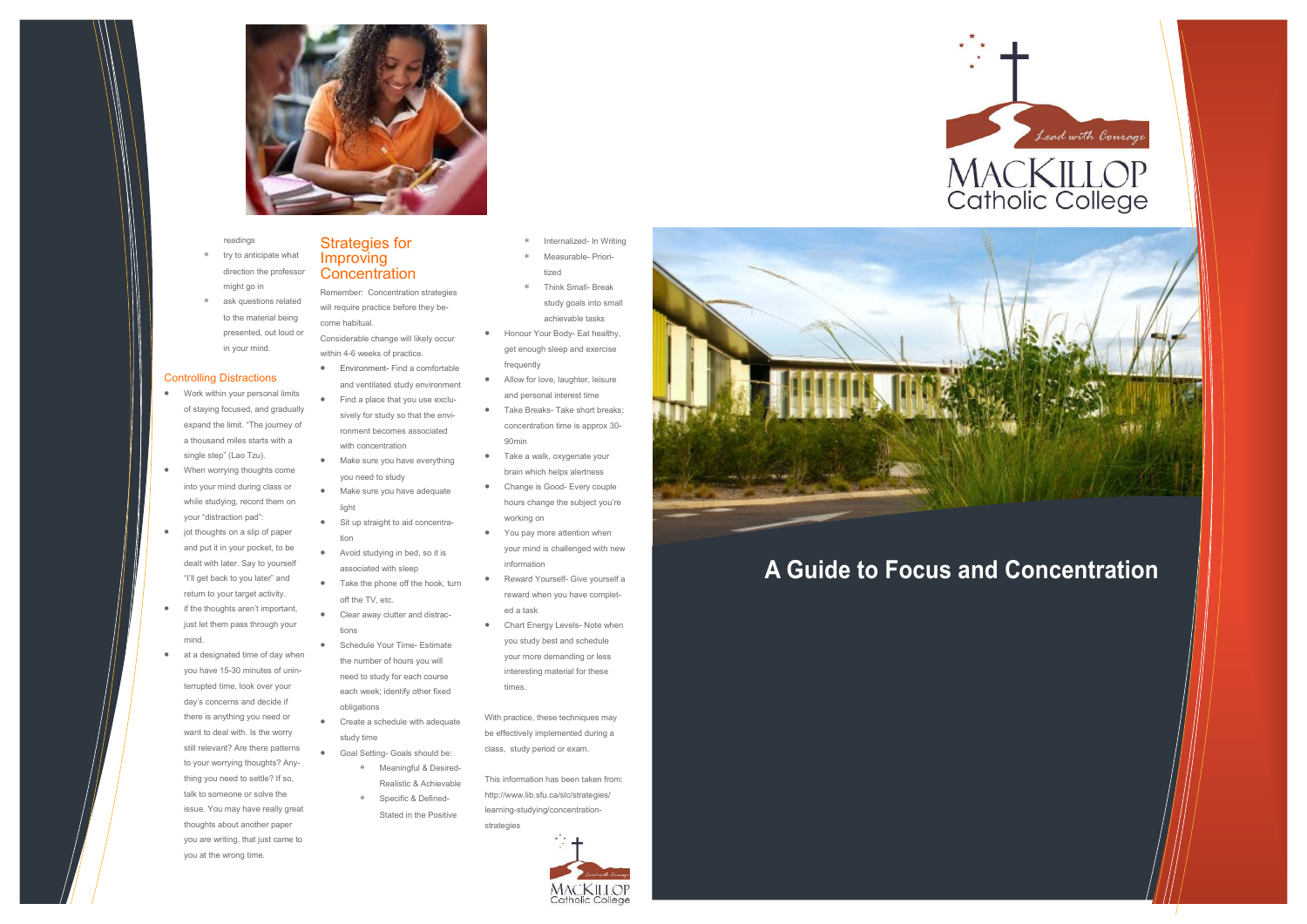readings

- try to anticipate what direction the professor might go in
- ask questions related to the material being presented, out loud or in your mind.

## Controlling Distractions

- Work within your personal limits of staying focused, and gradually expand the limit. "The journey of a thousand miles starts with a single step" (Lao Tzu).
- When worrying thoughts come into your mind during class or while studying, record them on your "distraction pad":
- jot thoughts on a slip of paper and put it in your pocket, to be dealt with later. Say to yourself "I'll get back to you later" and return to your target activity.
- if the thoughts aren't important, just let them pass through your mind.
- at a designated time of day when you have 15-30 minutes of uninterrupted time, look over your day's concerns and decide if there is anything you need or want to deal with. Is the worry still relevant? Are there patterns to your worrying thoughts? Anything you need to settle? If so, talk to someone or solve the issue. You may have really great thoughts about another paper you are writing, that just came to you at the wrong time.

## Strategies for Improving Concentration

Remember: Concentration strategies will require practice before they become habitual.

Considerable change will likely occur within 4-6 weeks of practice.

- Environment- Find a comfortable and ventilated study environment
- Find a place that you use exclusively for study so that the environment becomes associated with concentration
- Make sure you have everything you need to study
- Make sure you have adequate light
- Sit up straight to aid concentration
- Avoid studying in bed, so it is associated with sleep
- Take the phone off the hook, turn off the TV, etc.
- Clear away clutter and distractions
- Schedule Your Time- Estimate the number of hours you will need to study for each course each week; identify other fixed obligations
- Create a schedule with adequate study time
- Goal Setting- Goals should be:
  - Meaningful & Desired-Realistic & Achievable
  - Specific & Defined-Stated in the Positive
  - Internalized- In Writing
  - Measurable- Prioritized
  - Think Small- Break study goals into small achievable tasks
- Honour Your Body- Eat healthy, get enough sleep and exercise frequently
- Allow for love, laughter, leisure and personal interest time
- Take Breaks- Take short breaks; concentration time is approx 30-90min
- Take a walk, oxygenate your brain which helps alertness
- Change is Good- Every couple hours change the subject you're working on
- You pay more attention when your mind is challenged with new information
- Reward Yourself- Give yourself a reward when you have completed a task
- Chart Energy Levels- Note when you study best and schedule your more demanding or less interesting material for these times.

With practice, these techniques may be effectively implemented during a class, study period or exam.

This information has been taken from: http://www.lib.sfu.ca/slc/strategies/learning-studying/concentration-strategies

MacKillop Catholic College

Lead with Courage

MacKillop Catholic College

# A Guide to Focus and Concentration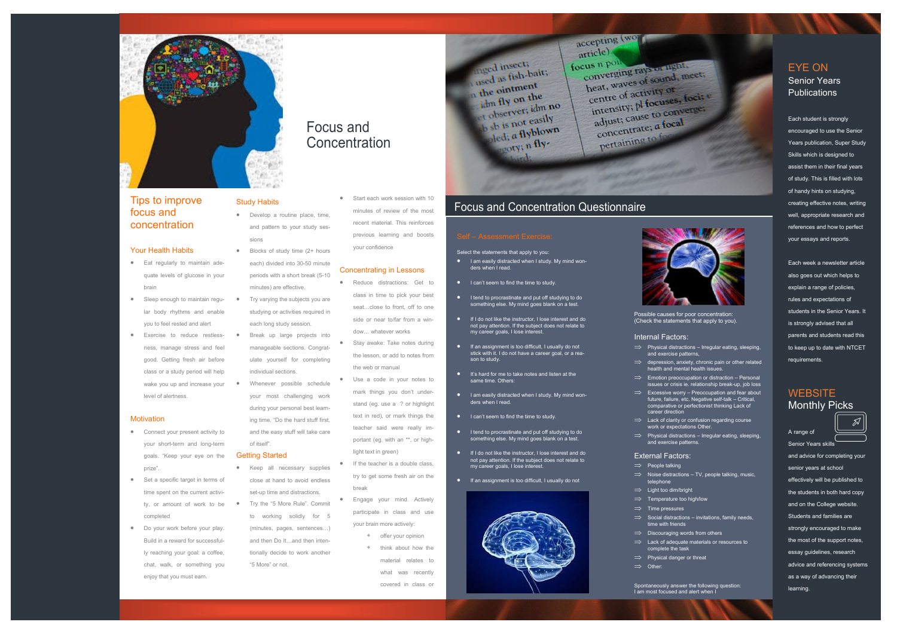# Focus and Concentration

## Tips to improve focus and concentration

### Your Health Habits

- Eat regularly to maintain adequate levels of glucose in your brain
- Sleep enough to maintain regular body rhythms and enable you to feel rested and alert
- Exercise to reduce restlessness, manage stress and feel good. Getting fresh air before class or a study period will help wake you up and increase your level of alertness.

### Motivation

- Connect your present activity to your short-term and long-term goals. "Keep your eye on the prize".
- Set a specific target in terms of time spent on the current activity, or amount of work to be completed
- Do your work before your play. Build in a reward for successfully reaching your goal: a coffee, chat, walk, or something you enjoy that you must earn.

### Study Habits

- Develop a routine place, time, and pattern to your study sessions
- Blocks of study time (2+ hours each) divided into 30-50 minute periods with a short break (5-10 minutes) are effective.
- Try varying the subjects you are studying or activities required in each long study session.
- Break up large projects into manageable sections. Congratulate yourself for completing individual sections.
- Whenever possible schedule your most challenging work during your personal best learning time. "Do the hard stuff first, and the easy stuff will take care of itself".

### Getting Started

- Keep all necessary supplies close at hand to avoid endless set-up time and distractions.
- Try the "5 More Rule". Commit to working solidly for 5 (minutes, pages, sentences…) and then Do It…and then intentionally decide to work another "5 More" or not.
- Start each work session with 10 minutes of review of the most recent material. This reinforces previous learning and boosts your confidence

### Concentrating in Lessons

- Reduce distractions: Get to class in time to pick your best seat…close to front, off to one side or near to/far from a window… whatever works
- Stay awake: Take notes during the lesson, or add to notes from the web or manual
- Use a code in your notes to mark things you don't understand (eg. use a ? or highlight text in red), or mark things the teacher said were really important (eg. with an **, or highlight text in green)
- If the teacher is a double class, try to get some fresh air on the break
- Engage your mind. Actively participate in class and use your brain more actively:
  - offer your opinion
  - think about how the material relates to what was recently covered in class or

## Focus and Concentration Questionnaire

### Self – Assessment Exercise:

Select the statements that apply to you:

- I am easily distracted when I study. My mind wonders when I read.
- I can't seem to find the time to study.
- I tend to procrastinate and put off studying to do something else. My mind goes blank on a test.
- If I do not like the instructor, I lose interest and do not pay attention. If the subject does not relate to my career goals, I lose interest.
- If an assignment is too difficult, I usually do not stick with it. I do not have a career goal, or a reason to study.
- It's hard for me to take notes and listen at the same time. Others:
- I am easily distracted when I study. My mind wonders when I read.
- I can't seem to find the time to study.
- I tend to procrastinate and put off studying to do something else. My mind goes blank on a test.
- If I do not like the instructor, I lose interest and do not pay attention. If the subject does not relate to my career goals, I lose interest.
- If an assignment is too difficult, I usually do not

Possible causes for poor concentration:
(Check the statements that apply to you).

### Internal Factors:

- ⇒ Physical distractions – Irregular eating, sleeping, and exercise patterns,
- ⇒ depression, anxiety, chronic pain or other related health and mental health issues.
- ⇒ Emotion preoccupation or distraction – Personal issues or crisis ie. relationship break-up, job loss
- ⇒ Excessive worry – Preoccupation and fear about future, failure, etc. Negative self-talk – Critical, comparative or perfectionist thinking Lack of career direction
- ⇒ Lack of clarity or confusion regarding course work or expectations Other.
- ⇒ Physical distractions – Irregular eating, sleeping, and exercise patterns.

### External Factors:

- ⇒ People talking
- ⇒ Noise distractions – TV, people talking, music, telephone
- ⇒ Light too dim/bright
- ⇒ Temperature too high/low
- ⇒ Time pressures
- ⇒ Social distractions – invitations, family needs, time with friends
- ⇒ Discouraging words from others
- ⇒ Lack of adequate materials or resources to complete the task
- ⇒ Physical danger or threat
- ⇒ Other:

Spontaneously answer the following question:
I am most focused and alert when I

## EYE ON Senior Years Publications

Each student is strongly encouraged to use the Senior Years publication, Super Study Skills which is designed to assist them in their final years of study. This is filled with lots of handy hints on studying, creating effective notes, writing well, appropriate research and references and how to perfect your essays and reports.

Each week a newsletter article also goes out which helps to explain a range of policies, rules and expectations of students in the Senior Years. It is strongly advised that all parents and students read this to keep up to date with NTCET requirements.

## WEBSITE Monthly Picks

A range of Senior Years skills and advice for completing your senior years at school effectively will be published to the students in both hard copy and on the College website. Students and families are strongly encouraged to make the most of the support notes, essay guidelines, research advice and referencing systems as a way of advancing their learning.